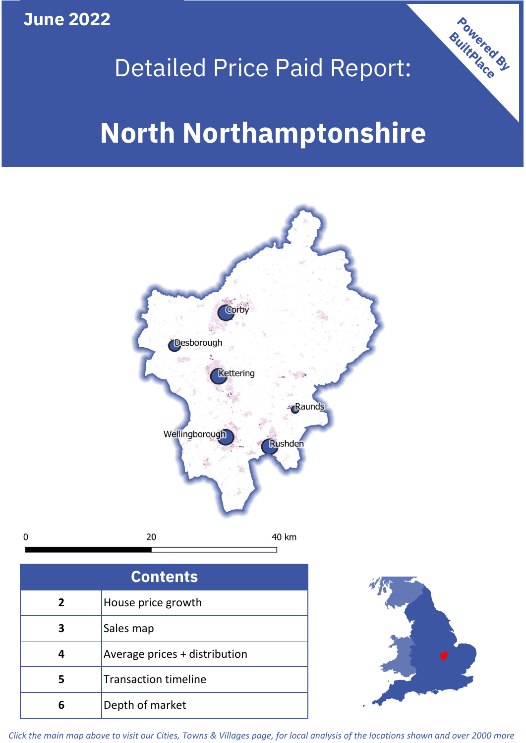June 2022

# Detailed Price Paid Report:

# North Northamptonshire

Powered By BuiltPlace

Corby

Desborough

Kettering

Raunds

Wellingborough

Rushden

0 20 40 km

| Contents | |
|---|---|
| 2 | House price growth |
| 3 | Sales map |
| 4 | Average prices + distribution |
| 5 | Transaction timeline |
| 6 | Depth of market |

*Click the main map above to visit our Cities, Towns & Villages page, for local analysis of the locations shown and over 2000 more*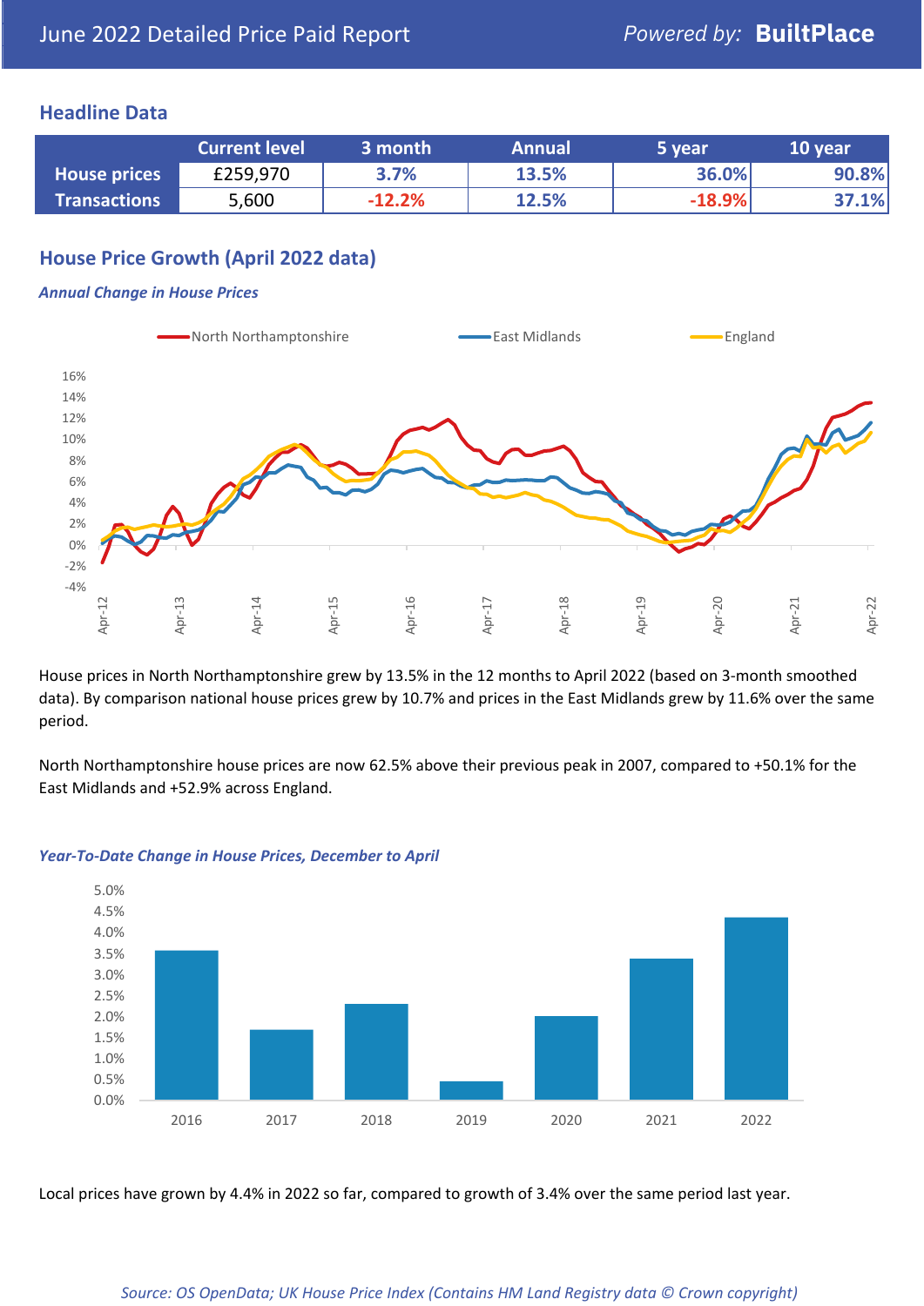June 2022 Detailed Price Paid Report

## Headline Data

| | Current level | 3 month | Annual | 5 year | 10 year |
|---|---|---|---|---|---|
| House prices | £259,970 | 3.7% | 13.5% | 36.0% | 90.8% |
| Transactions | 5,600 | -12.2% | 12.5% | -18.9% | 37.1% |

## House Price Growth (April 2022 data)

### *Annual Change in House Prices*

House prices in North Northamptonshire grew by 13.5% in the 12 months to April 2022 (based on 3-month smoothed data). By comparison national house prices grew by 10.7% and prices in the East Midlands grew by 11.6% over the same period.

North Northamptonshire house prices are now 62.5% above their previous peak in 2007, compared to +50.1% for the East Midlands and +52.9% across England.

### *Year-To-Date Change in House Prices, December to April*

Local prices have grown by 4.4% in 2022 so far, compared to growth of 3.4% over the same period last year.

*Source: OS OpenData; UK House Price Index (Contains HM Land Registry data © Crown copyright)*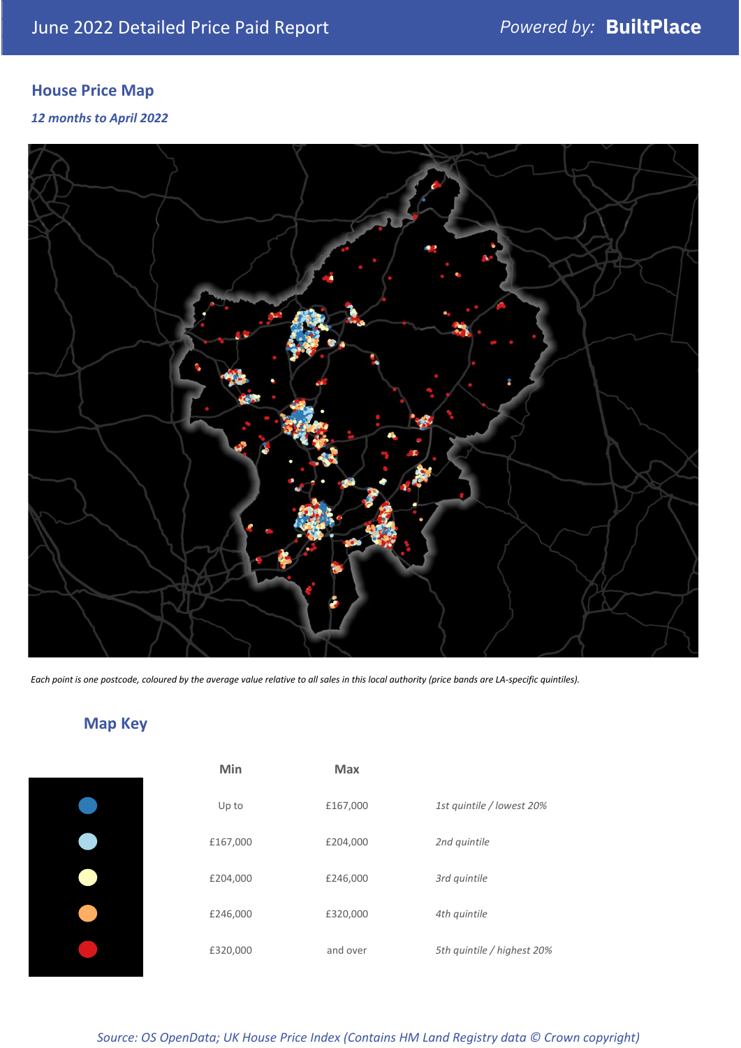June 2022 Detailed Price Paid Report

Powered by: **BuiltPlace**

## House Price Map

*12 months to April 2022*

*Each point is one postcode, coloured by the average value relative to all sales in this local authority (price bands are LA-specific quintiles).*

## Map Key

| Min | Max | |
|---|---|---|
| Up to | £167,000 | *1st quintile / lowest 20%* |
| £167,000 | £204,000 | *2nd quintile* |
| £204,000 | £246,000 | *3rd quintile* |
| £246,000 | £320,000 | *4th quintile* |
| £320,000 | and over | *5th quintile / highest 20%* |

*Source: OS OpenData; UK House Price Index (Contains HM Land Registry data © Crown copyright)*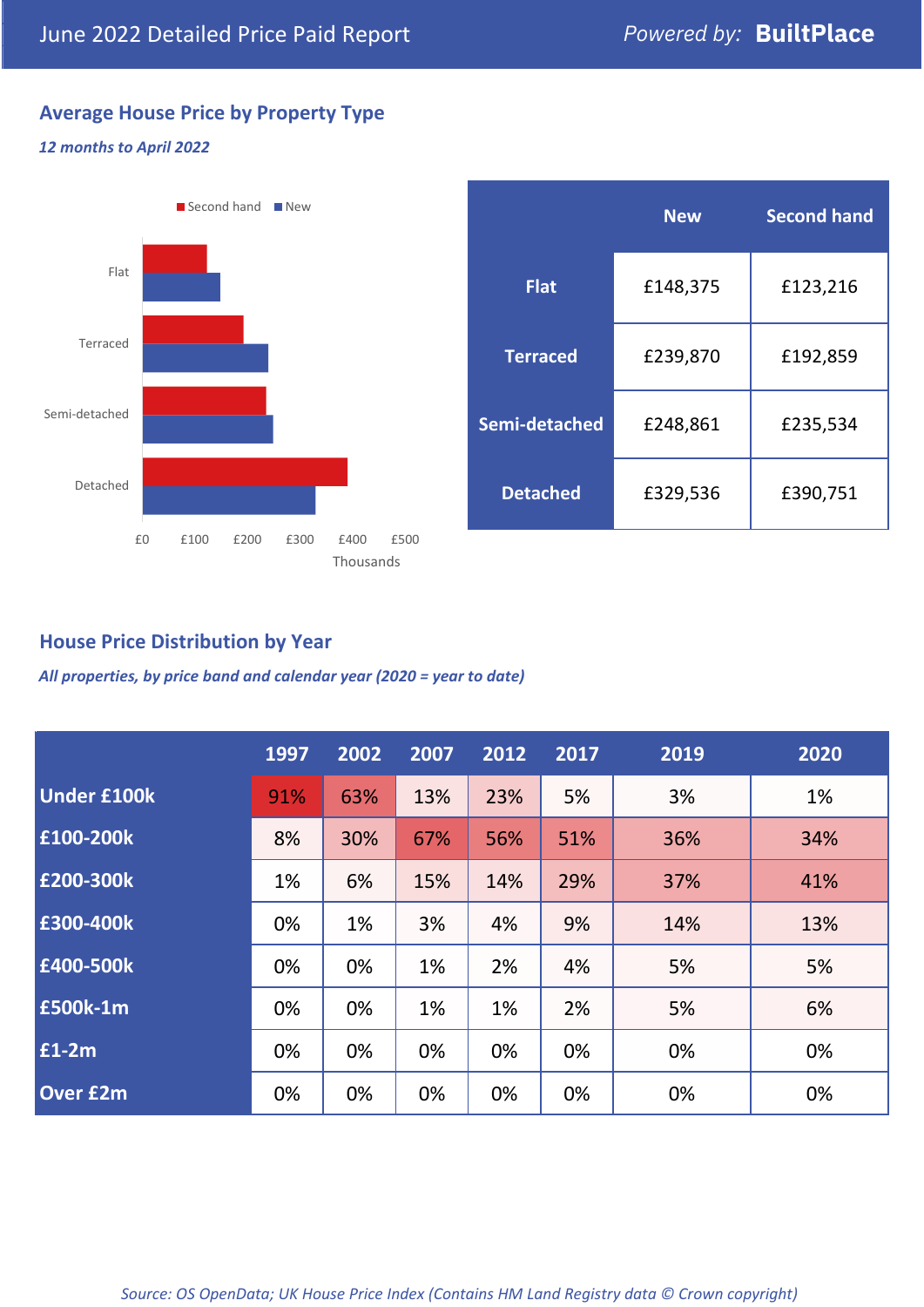# June 2022 Detailed Price Paid Report

Powered by: **BuiltPlace**

## Average House Price by Property Type

*12 months to April 2022*

|  | New | Second hand |
|---|---|---|
| Flat | £148,375 | £123,216 |
| Terraced | £239,870 | £192,859 |
| Semi-detached | £248,861 | £235,534 |
| Detached | £329,536 | £390,751 |

## House Price Distribution by Year

*All properties, by price band and calendar year (2020 = year to date)*

|  | 1997 | 2002 | 2007 | 2012 | 2017 | 2019 | 2020 |
|---|---|---|---|---|---|---|---|
| Under £100k | 91% | 63% | 13% | 23% | 5% | 3% | 1% |
| £100-200k | 8% | 30% | 67% | 56% | 51% | 36% | 34% |
| £200-300k | 1% | 6% | 15% | 14% | 29% | 37% | 41% |
| £300-400k | 0% | 1% | 3% | 4% | 9% | 14% | 13% |
| £400-500k | 0% | 0% | 1% | 2% | 4% | 5% | 5% |
| £500k-1m | 0% | 0% | 1% | 1% | 2% | 5% | 6% |
| £1-2m | 0% | 0% | 0% | 0% | 0% | 0% | 0% |
| Over £2m | 0% | 0% | 0% | 0% | 0% | 0% | 0% |

*Source: OS OpenData; UK House Price Index (Contains HM Land Registry data © Crown copyright)*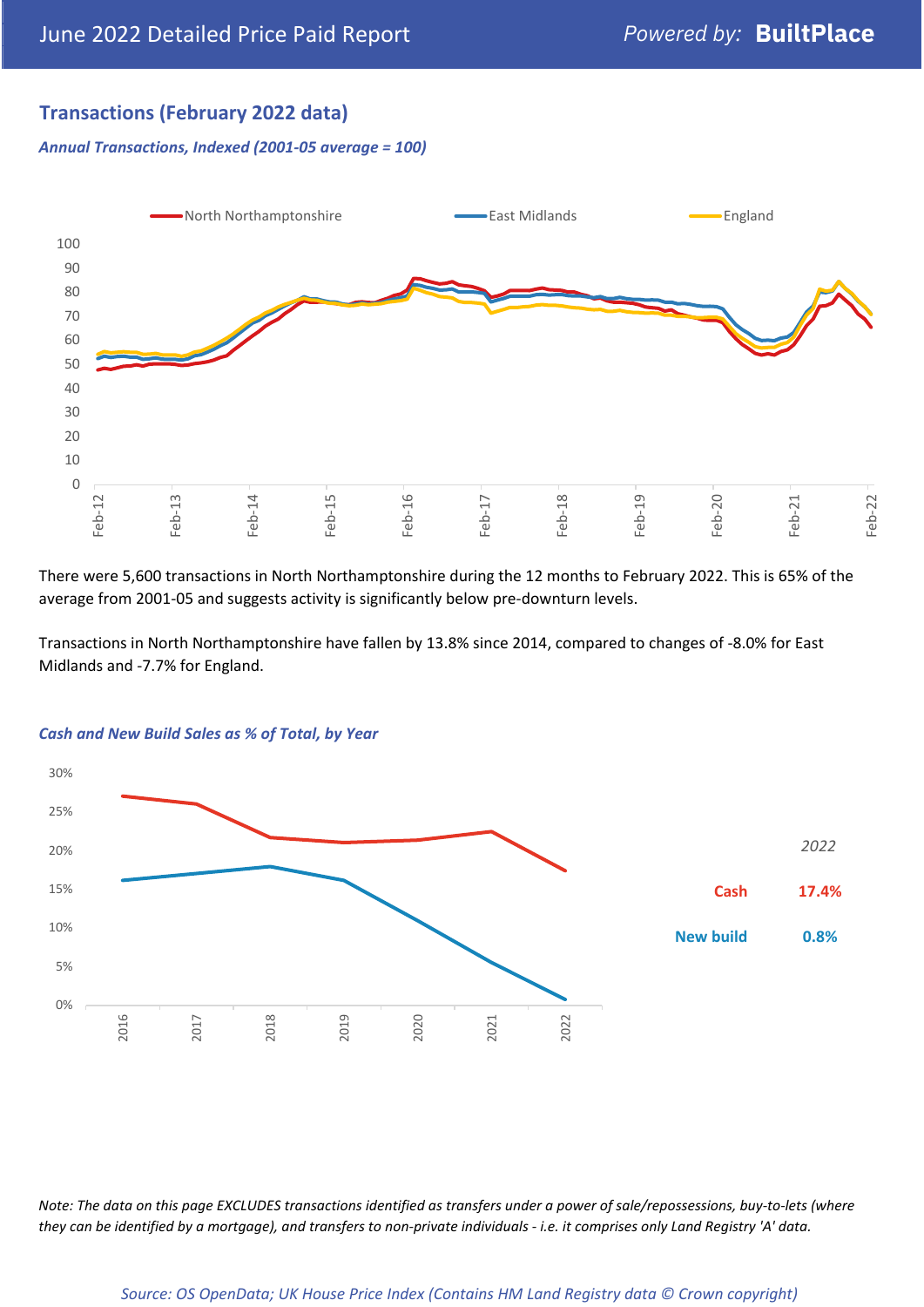## Transactions (February 2022 data)

*Annual Transactions, Indexed (2001-05 average = 100)*

There were 5,600 transactions in North Northamptonshire during the 12 months to February 2022. This is 65% of the average from 2001-05 and suggests activity is significantly below pre-downturn levels.

Transactions in North Northamptonshire have fallen by 13.8% since 2014, compared to changes of -8.0% for East Midlands and -7.7% for England.

*Cash and New Build Sales as % of Total, by Year*

| 2022 | |
|---|---|
| Cash | 17.4% |
| New build | 0.8% |

*Note: The data on this page EXCLUDES transactions identified as transfers under a power of sale/repossessions, buy-to-lets (where they can be identified by a mortgage), and transfers to non-private individuals - i.e. it comprises only Land Registry 'A' data.*

*Source: OS OpenData; UK House Price Index (Contains HM Land Registry data © Crown copyright)*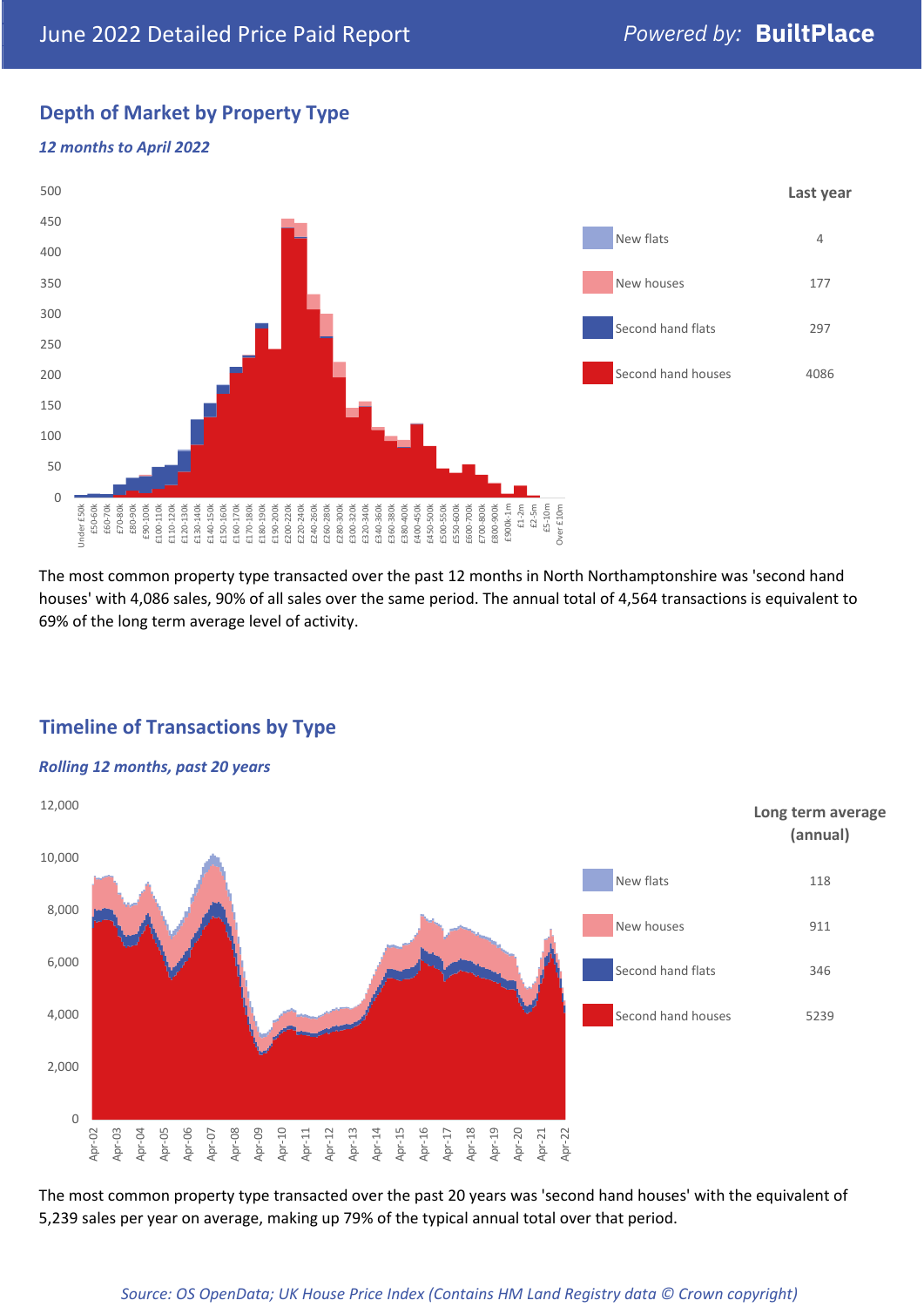June 2022 Detailed Price Paid Report

Powered by: **BuiltPlace**

## Depth of Market by Property Type

*12 months to April 2022*

500
450
400
350
300
250
200
150
100
50
0

Under £50k, £50-60k, £60-70k, £70-80k, £80-90k, £90-100k, £100-110k, £110-120k, £120-130k, £130-140k, £140-150k, £150-160k, £160-170k, £170-180k, £180-190k, £190-200k, £200-220k, £220-240k, £240-260k, £260-280k, £280-300k, £300-320k, £320-340k, £340-360k, £360-380k, £380-400k, £400-450k, £450-500k, £500-550k, £550-600k, £600-700k, £700-800k, £800-900k, £900k-1m, £1-2m, £2-5m, £5-10m, Over £10m

**Last year**

New flats 4

New houses 177

Second hand flats 297

Second hand houses 4086

The most common property type transacted over the past 12 months in North Northamptonshire was 'second hand houses' with 4,086 sales, 90% of all sales over the same period. The annual total of 4,564 transactions is equivalent to 69% of the long term average level of activity.

## Timeline of Transactions by Type

*Rolling 12 months, past 20 years*

12,000
10,000
8,000
6,000
4,000
2,000
0

Apr-02, Apr-03, Apr-04, Apr-05, Apr-06, Apr-07, Apr-08, Apr-09, Apr-10, Apr-11, Apr-12, Apr-13, Apr-14, Apr-15, Apr-16, Apr-17, Apr-18, Apr-19, Apr-20, Apr-21, Apr-22

**Long term average (annual)**

New flats 118

New houses 911

Second hand flats 346

Second hand houses 5239

The most common property type transacted over the past 20 years was 'second hand houses' with the equivalent of 5,239 sales per year on average, making up 79% of the typical annual total over that period.

*Source: OS OpenData; UK House Price Index (Contains HM Land Registry data © Crown copyright)*